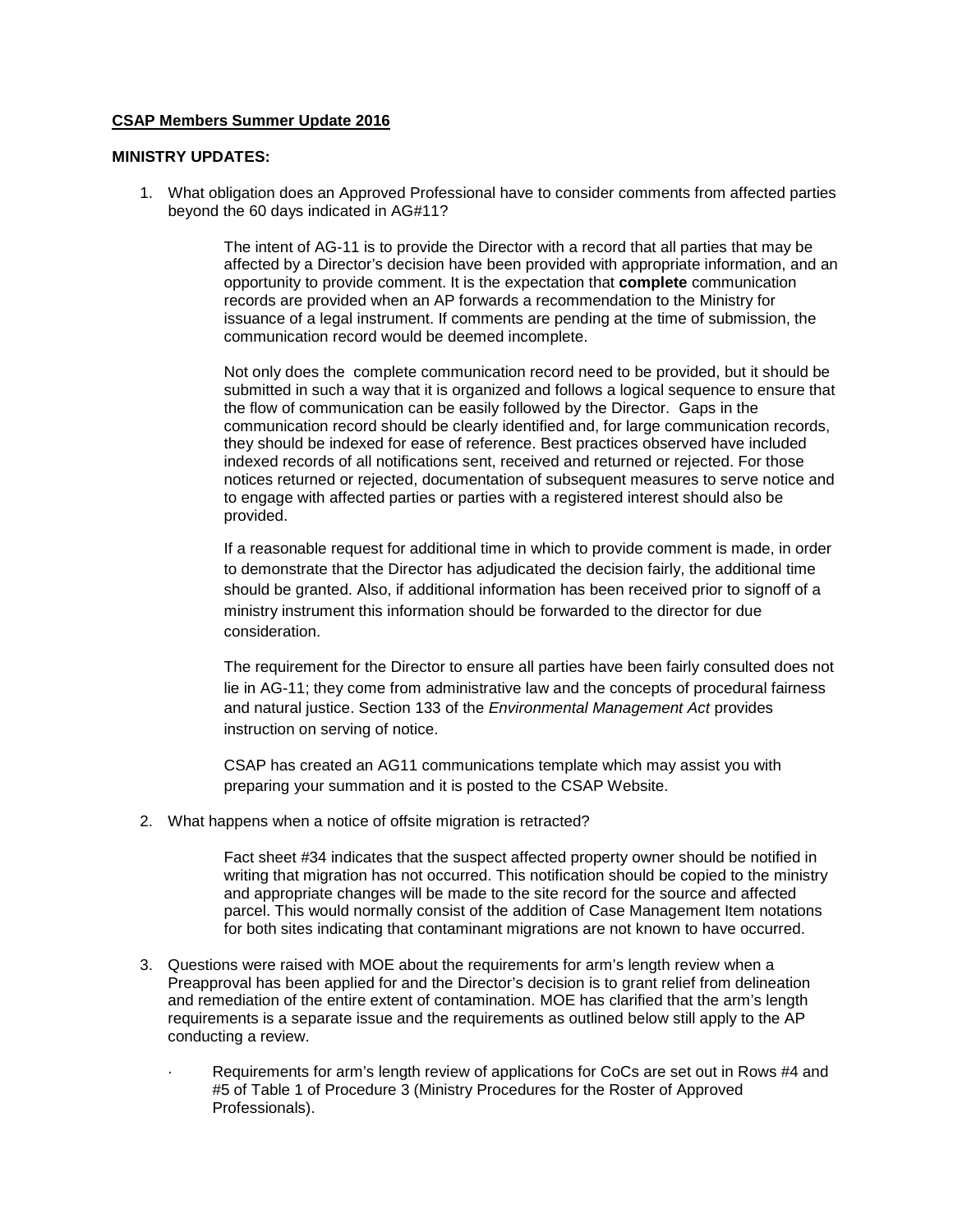**CSAP Members Summer Update 2016**

**MINISTRY UPDATES:**

1. What obligation does an Approved Professional have to consider comments from affected parties beyond the 60 days indicated in AG#11?

   The intent of AG-11 is to provide the Director with a record that all parties that may be affected by a Director's decision have been provided with appropriate information, and an opportunity to provide comment. It is the expectation that **complete** communication records are provided when an AP forwards a recommendation to the Ministry for issuance of a legal instrument. If comments are pending at the time of submission, the communication record would be deemed incomplete.

   Not only does the complete communication record need to be provided, but it should be submitted in such a way that it is organized and follows a logical sequence to ensure that the flow of communication can be easily followed by the Director. Gaps in the communication record should be clearly identified and, for large communication records, they should be indexed for ease of reference. Best practices observed have included indexed records of all notifications sent, received and returned or rejected. For those notices returned or rejected, documentation of subsequent measures to serve notice and to engage with affected parties or parties with a registered interest should also be provided.

   If a reasonable request for additional time in which to provide comment is made, in order to demonstrate that the Director has adjudicated the decision fairly, the additional time should be granted. Also, if additional information has been received prior to signoff of a ministry instrument this information should be forwarded to the director for due consideration.

   The requirement for the Director to ensure all parties have been fairly consulted does not lie in AG-11; they come from administrative law and the concepts of procedural fairness and natural justice. Section 133 of the *Environmental Management Act* provides instruction on serving of notice.

   CSAP has created an AG11 communications template which may assist you with preparing your summation and it is posted to the CSAP Website.

2. What happens when a notice of offsite migration is retracted?

   Fact sheet #34 indicates that the suspect affected property owner should be notified in writing that migration has not occurred. This notification should be copied to the ministry and appropriate changes will be made to the site record for the source and affected parcel. This would normally consist of the addition of Case Management Item notations for both sites indicating that contaminant migrations are not known to have occurred.

3. Questions were raised with MOE about the requirements for arm's length review when a Preapproval has been applied for and the Director's decision is to grant relief from delineation and remediation of the entire extent of contamination. MOE has clarified that the arm's length requirements is a separate issue and the requirements as outlined below still apply to the AP conducting a review.

   - Requirements for arm's length review of applications for CoCs are set out in Rows #4 and #5 of Table 1 of Procedure 3 (Ministry Procedures for the Roster of Approved Professionals).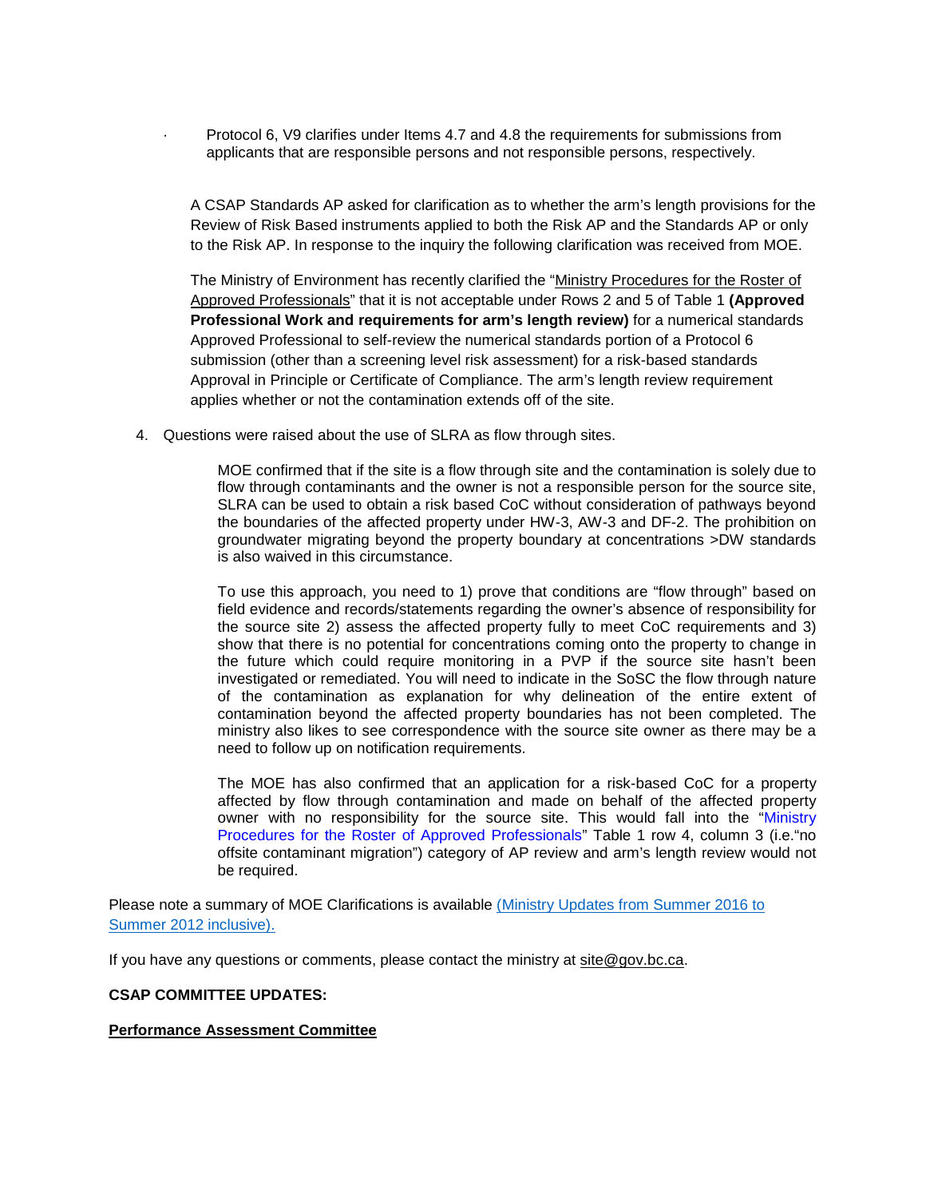- Protocol 6, V9 clarifies under Items 4.7 and 4.8 the requirements for submissions from applicants that are responsible persons and not responsible persons, respectively.

A CSAP Standards AP asked for clarification as to whether the arm's length provisions for the Review of Risk Based instruments applied to both the Risk AP and the Standards AP or only to the Risk AP. In response to the inquiry the following clarification was received from MOE.

The Ministry of Environment has recently clarified the "Ministry Procedures for the Roster of Approved Professionals" that it is not acceptable under Rows 2 and 5 of Table 1 **(Approved Professional Work and requirements for arm's length review)** for a numerical standards Approved Professional to self-review the numerical standards portion of a Protocol 6 submission (other than a screening level risk assessment) for a risk-based standards Approval in Principle or Certificate of Compliance. The arm's length review requirement applies whether or not the contamination extends off of the site.

4. Questions were raised about the use of SLRA as flow through sites.

   MOE confirmed that if the site is a flow through site and the contamination is solely due to flow through contaminants and the owner is not a responsible person for the source site, SLRA can be used to obtain a risk based CoC without consideration of pathways beyond the boundaries of the affected property under HW-3, AW-3 and DF-2. The prohibition on groundwater migrating beyond the property boundary at concentrations >DW standards is also waived in this circumstance.

   To use this approach, you need to 1) prove that conditions are "flow through" based on field evidence and records/statements regarding the owner's absence of responsibility for the source site 2) assess the affected property fully to meet CoC requirements and 3) show that there is no potential for concentrations coming onto the property to change in the future which could require monitoring in a PVP if the source site hasn't been investigated or remediated. You will need to indicate in the SoSC the flow through nature of the contamination as explanation for why delineation of the entire extent of contamination beyond the affected property boundaries has not been completed. The ministry also likes to see correspondence with the source site owner as there may be a need to follow up on notification requirements.

   The MOE has also confirmed that an application for a risk-based CoC for a property affected by flow through contamination and made on behalf of the affected property owner with no responsibility for the source site. This would fall into the "Ministry Procedures for the Roster of Approved Professionals" Table 1 row 4, column 3 (i.e."no offsite contaminant migration") category of AP review and arm's length review would not be required.

Please note a summary of MOE Clarifications is available (Ministry Updates from Summer 2016 to Summer 2012 inclusive).

If you have any questions or comments, please contact the ministry at site@gov.bc.ca.

**CSAP COMMITTEE UPDATES:**

**Performance Assessment Committee**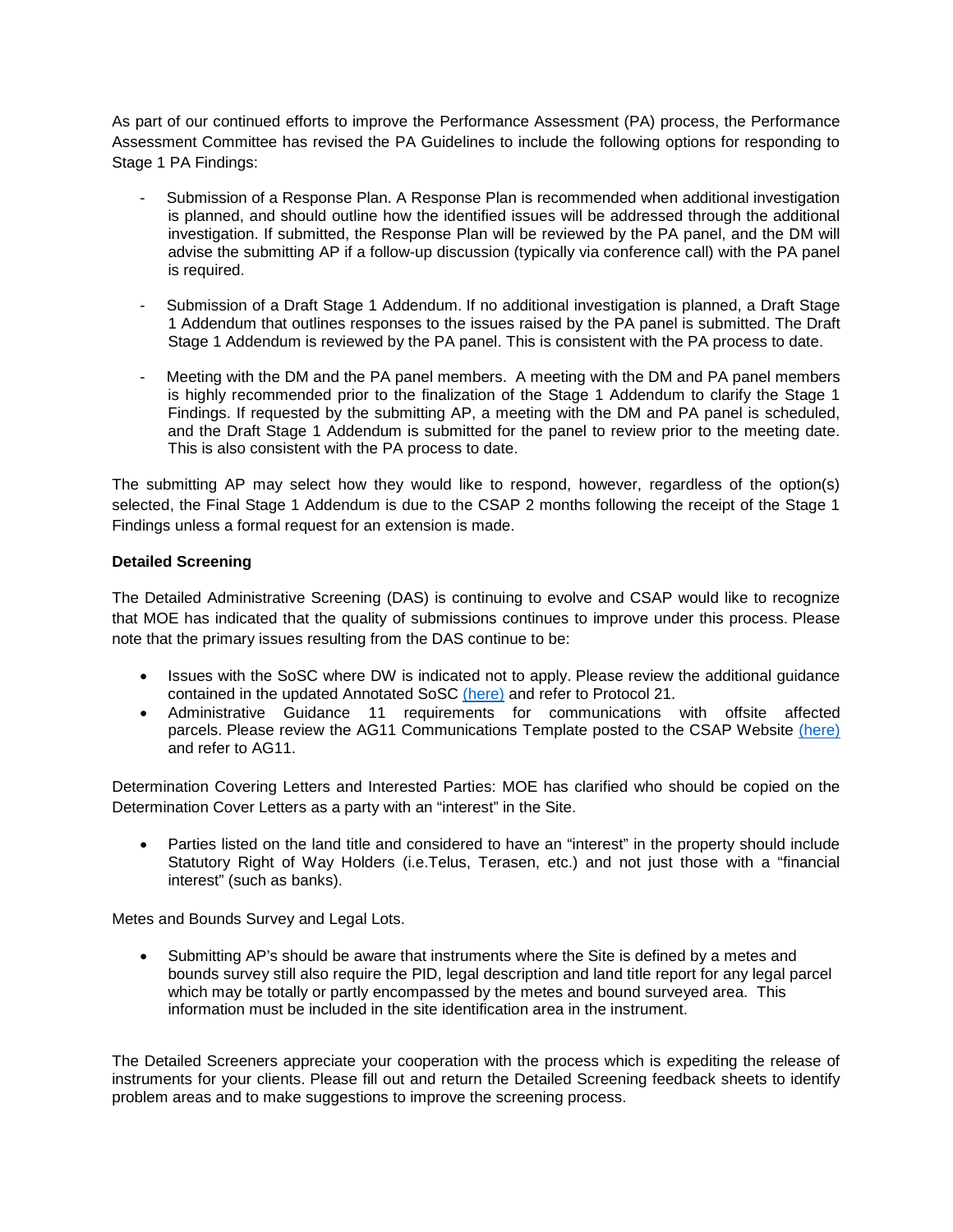As part of our continued efforts to improve the Performance Assessment (PA) process, the Performance Assessment Committee has revised the PA Guidelines to include the following options for responding to Stage 1 PA Findings:

- Submission of a Response Plan. A Response Plan is recommended when additional investigation is planned, and should outline how the identified issues will be addressed through the additional investigation. If submitted, the Response Plan will be reviewed by the PA panel, and the DM will advise the submitting AP if a follow-up discussion (typically via conference call) with the PA panel is required.

- Submission of a Draft Stage 1 Addendum. If no additional investigation is planned, a Draft Stage 1 Addendum that outlines responses to the issues raised by the PA panel is submitted. The Draft Stage 1 Addendum is reviewed by the PA panel. This is consistent with the PA process to date.

- Meeting with the DM and the PA panel members. A meeting with the DM and PA panel members is highly recommended prior to the finalization of the Stage 1 Addendum to clarify the Stage 1 Findings. If requested by the submitting AP, a meeting with the DM and PA panel is scheduled, and the Draft Stage 1 Addendum is submitted for the panel to review prior to the meeting date. This is also consistent with the PA process to date.

The submitting AP may select how they would like to respond, however, regardless of the option(s) selected, the Final Stage 1 Addendum is due to the CSAP 2 months following the receipt of the Stage 1 Findings unless a formal request for an extension is made.

**Detailed Screening**

The Detailed Administrative Screening (DAS) is continuing to evolve and CSAP would like to recognize that MOE has indicated that the quality of submissions continues to improve under this process. Please note that the primary issues resulting from the DAS continue to be:

- Issues with the SoSC where DW is indicated not to apply. Please review the additional guidance contained in the updated Annotated SoSC (here) and refer to Protocol 21.
- Administrative Guidance 11 requirements for communications with offsite affected parcels. Please review the AG11 Communications Template posted to the CSAP Website (here) and refer to AG11.

Determination Covering Letters and Interested Parties: MOE has clarified who should be copied on the Determination Cover Letters as a party with an "interest" in the Site.

- Parties listed on the land title and considered to have an "interest" in the property should include Statutory Right of Way Holders (i.e.Telus, Terasen, etc.) and not just those with a "financial interest" (such as banks).

Metes and Bounds Survey and Legal Lots.

- Submitting AP's should be aware that instruments where the Site is defined by a metes and bounds survey still also require the PID, legal description and land title report for any legal parcel which may be totally or partly encompassed by the metes and bound surveyed area. This information must be included in the site identification area in the instrument.

The Detailed Screeners appreciate your cooperation with the process which is expediting the release of instruments for your clients. Please fill out and return the Detailed Screening feedback sheets to identify problem areas and to make suggestions to improve the screening process.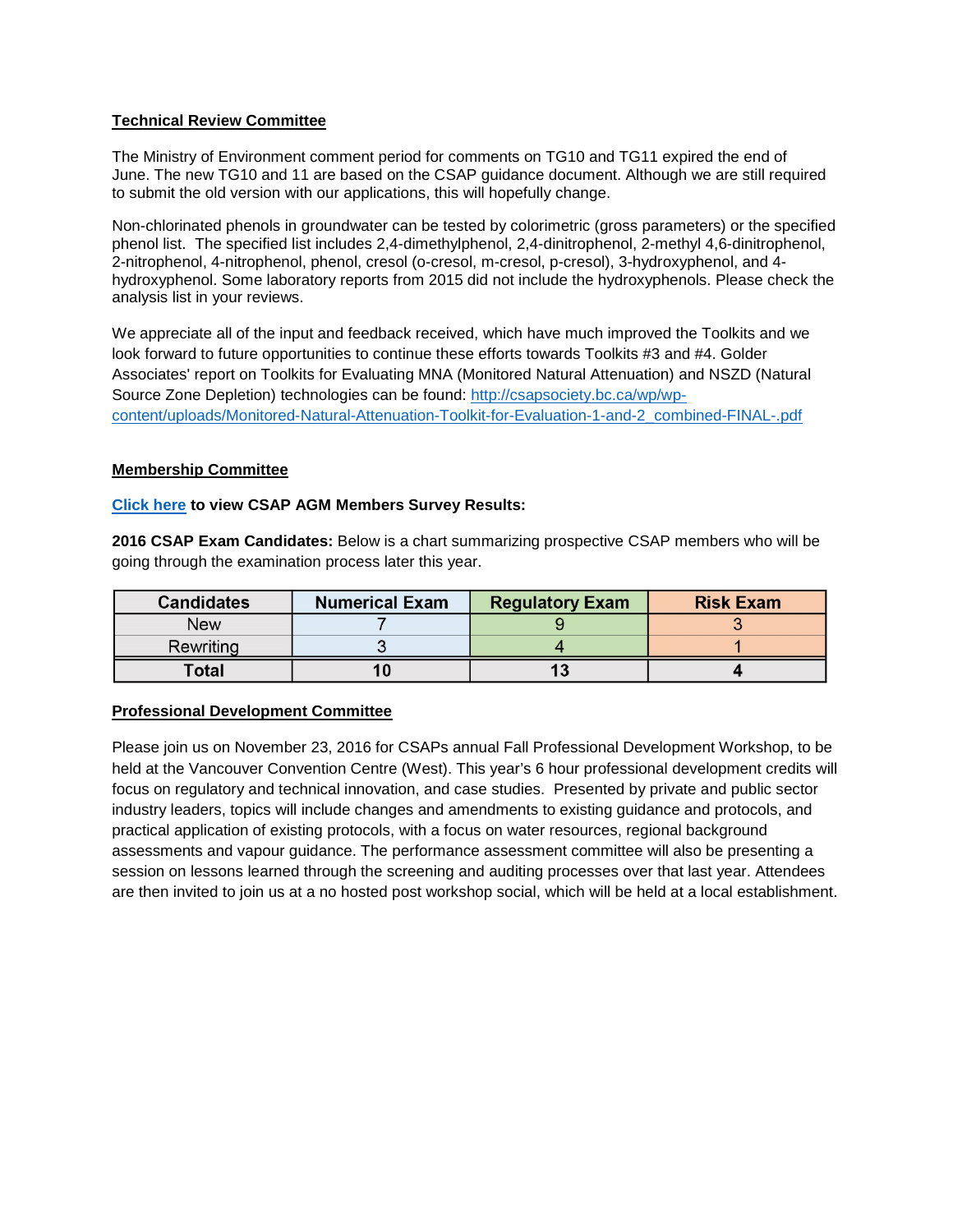## Technical Review Committee

The Ministry of Environment comment period for comments on TG10 and TG11 expired the end of June. The new TG10 and 11 are based on the CSAP guidance document. Although we are still required to submit the old version with our applications, this will hopefully change.

Non-chlorinated phenols in groundwater can be tested by colorimetric (gross parameters) or the specified phenol list. The specified list includes 2,4-dimethylphenol, 2,4-dinitrophenol, 2-methyl 4,6-dinitrophenol, 2-nitrophenol, 4-nitrophenol, phenol, cresol (o-cresol, m-cresol, p-cresol), 3-hydroxyphenol, and 4-hydroxyphenol. Some laboratory reports from 2015 did not include the hydroxyphenols. Please check the analysis list in your reviews.

We appreciate all of the input and feedback received, which have much improved the Toolkits and we look forward to future opportunities to continue these efforts towards Toolkits #3 and #4. Golder Associates' report on Toolkits for Evaluating MNA (Monitored Natural Attenuation) and NSZD (Natural Source Zone Depletion) technologies can be found: [http://csapsociety.bc.ca/wp/wp-content/uploads/Monitored-Natural-Attenuation-Toolkit-for-Evaluation-1-and-2_combined-FINAL-.pdf](http://csapsociety.bc.ca/wp/wp-content/uploads/Monitored-Natural-Attenuation-Toolkit-for-Evaluation-1-and-2_combined-FINAL-.pdf)

## Membership Committee

**Click here to view CSAP AGM Members Survey Results:**

**2016 CSAP Exam Candidates:** Below is a chart summarizing prospective CSAP members who will be going through the examination process later this year.

| Candidates | Numerical Exam | Regulatory Exam | Risk Exam |
|---|---|---|---|
| New | 7 | 9 | 3 |
| Rewriting | 3 | 4 | 1 |
| **Total** | **10** | **13** | **4** |

## Professional Development Committee

Please join us on November 23, 2016 for CSAPs annual Fall Professional Development Workshop, to be held at the Vancouver Convention Centre (West). This year's 6 hour professional development credits will focus on regulatory and technical innovation, and case studies. Presented by private and public sector industry leaders, topics will include changes and amendments to existing guidance and protocols, and practical application of existing protocols, with a focus on water resources, regional background assessments and vapour guidance. The performance assessment committee will also be presenting a session on lessons learned through the screening and auditing processes over that last year. Attendees are then invited to join us at a no hosted post workshop social, which will be held at a local establishment.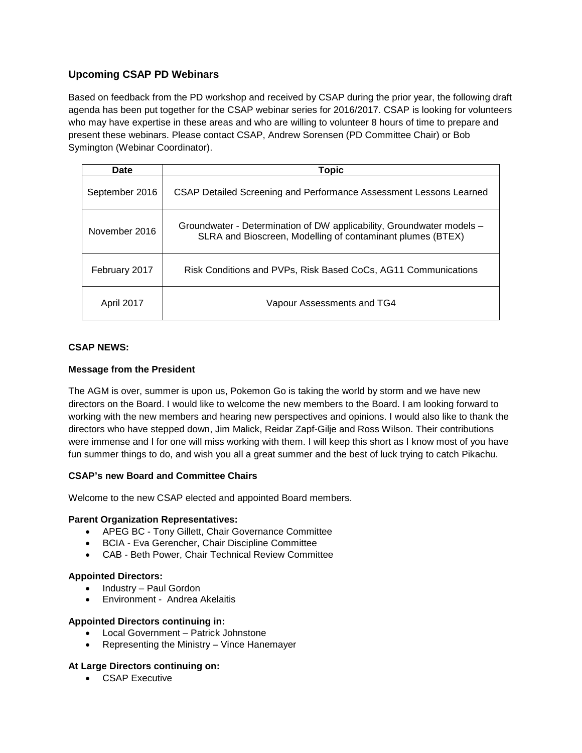## Upcoming CSAP PD Webinars

Based on feedback from the PD workshop and received by CSAP during the prior year, the following draft agenda has been put together for the CSAP webinar series for 2016/2017. CSAP is looking for volunteers who may have expertise in these areas and who are willing to volunteer 8 hours of time to prepare and present these webinars. Please contact CSAP, Andrew Sorensen (PD Committee Chair) or Bob Symington (Webinar Coordinator).

| Date | Topic |
|---|---|
| September 2016 | CSAP Detailed Screening and Performance Assessment Lessons Learned |
| November 2016 | Groundwater - Determination of DW applicability, Groundwater models – SLRA and Bioscreen, Modelling of contaminant plumes (BTEX) |
| February 2017 | Risk Conditions and PVPs, Risk Based CoCs, AG11 Communications |
| April 2017 | Vapour Assessments and TG4 |

**CSAP NEWS:**

**Message from the President**

The AGM is over, summer is upon us, Pokemon Go is taking the world by storm and we have new directors on the Board. I would like to welcome the new members to the Board. I am looking forward to working with the new members and hearing new perspectives and opinions. I would also like to thank the directors who have stepped down, Jim Malick, Reidar Zapf-Gilje and Ross Wilson. Their contributions were immense and I for one will miss working with them. I will keep this short as I know most of you have fun summer things to do, and wish you all a great summer and the best of luck trying to catch Pikachu.

**CSAP's new Board and Committee Chairs**

Welcome to the new CSAP elected and appointed Board members.

**Parent Organization Representatives:**

- APEG BC - Tony Gillett, Chair Governance Committee
- BCIA - Eva Gerencher, Chair Discipline Committee
- CAB - Beth Power, Chair Technical Review Committee

**Appointed Directors:**

- Industry – Paul Gordon
- Environment - Andrea Akelaitis

**Appointed Directors continuing in:**

- Local Government – Patrick Johnstone
- Representing the Ministry – Vince Hanemayer

**At Large Directors continuing on:**

- CSAP Executive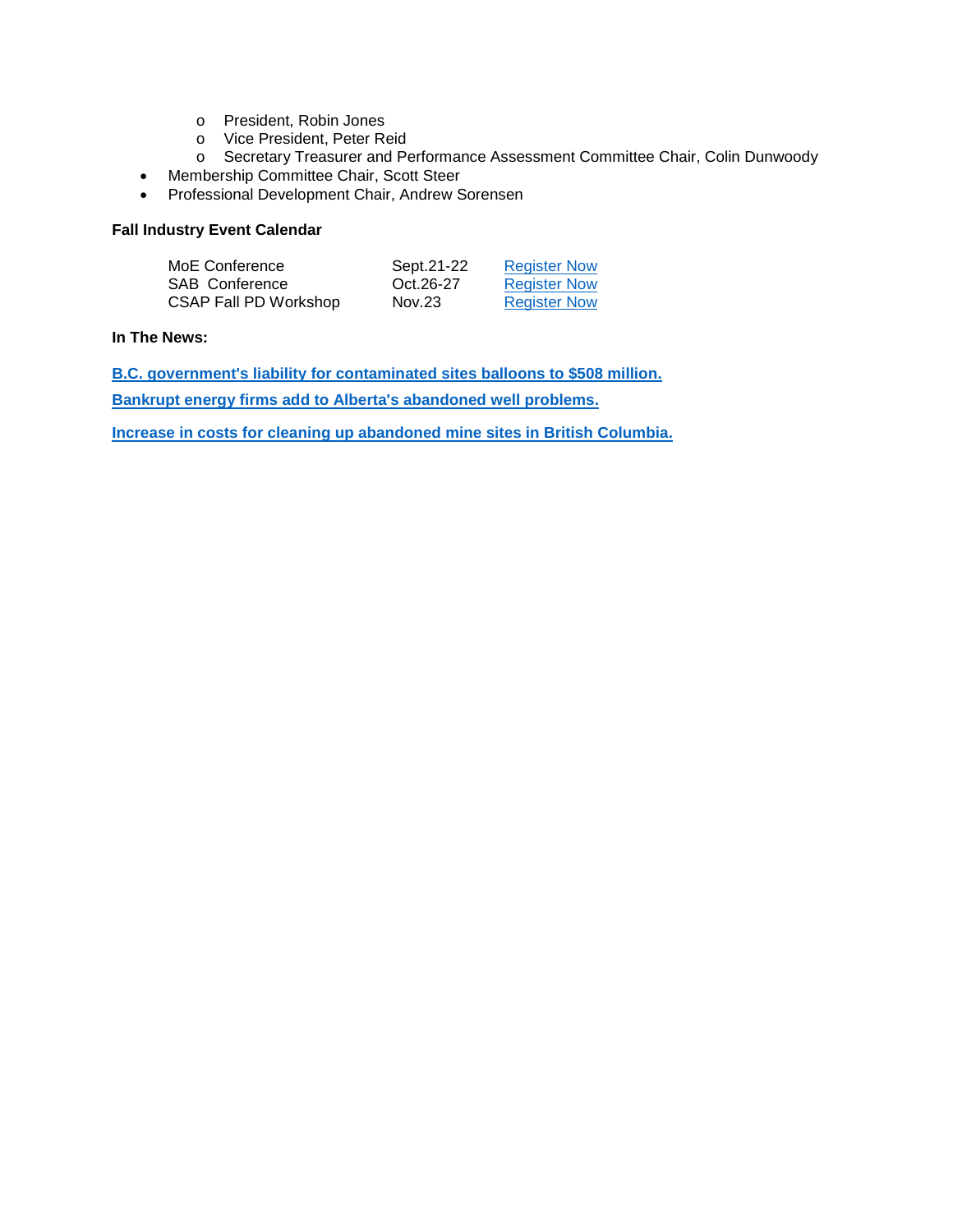- President, Robin Jones
  - Vice President, Peter Reid
  - Secretary Treasurer and Performance Assessment Committee Chair, Colin Dunwoody
- Membership Committee Chair, Scott Steer
- Professional Development Chair, Andrew Sorensen

**Fall Industry Event Calendar**

| | | |
|---|---|---|
| MoE Conference | Sept.21-22 | Register Now |
| SAB Conference | Oct.26-27 | Register Now |
| CSAP Fall PD Workshop | Nov.23 | Register Now |

**In The News:**

**B.C. government's liability for contaminated sites balloons to $508 million.**

**Bankrupt energy firms add to Alberta's abandoned well problems.**

**Increase in costs for cleaning up abandoned mine sites in British Columbia.**